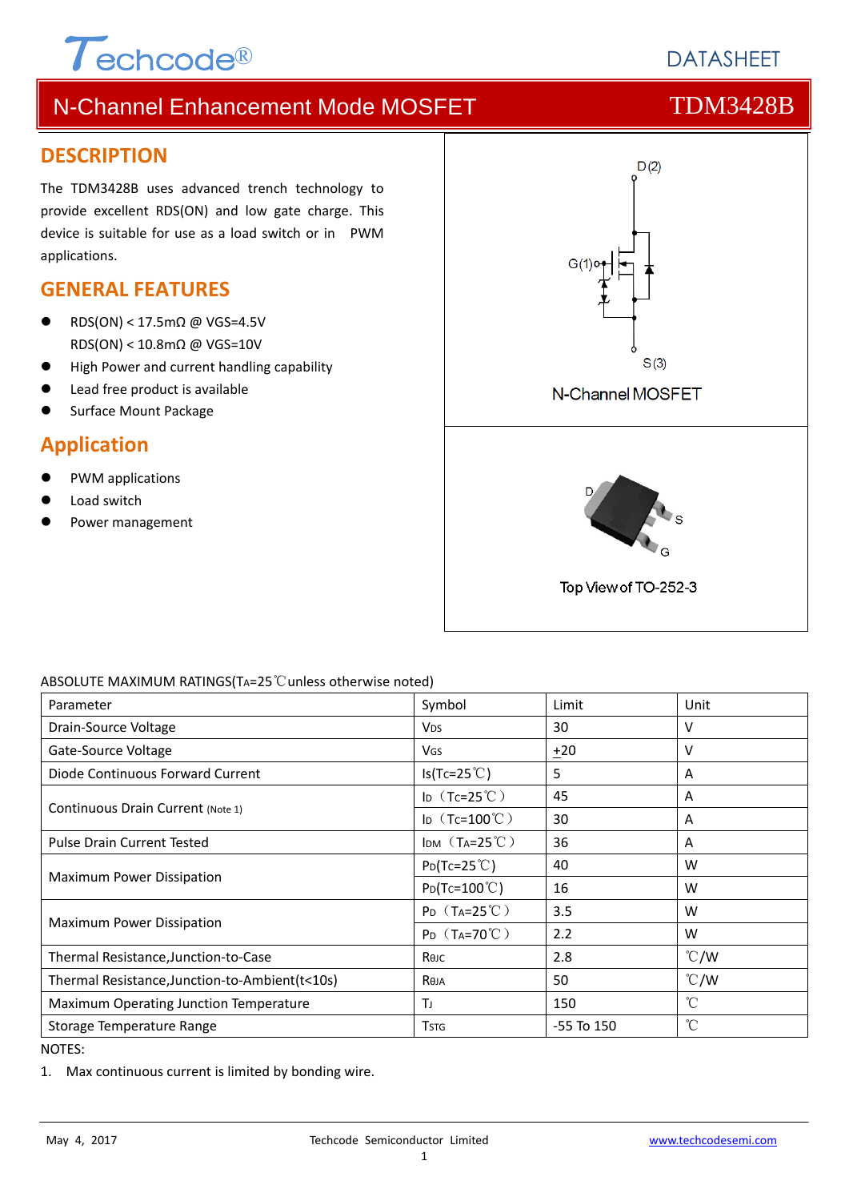Techcode®

DATASHEET

# N-Channel Enhancement Mode MOSFET — TDM3428B

## DESCRIPTION

The TDM3428B uses advanced trench technology to provide excellent RDS(ON) and low gate charge. This device is suitable for use as a load switch or in PWM applications.

## GENERAL FEATURES

- RDS(ON) < 17.5mΩ @ VGS=4.5V
  RDS(ON) < 10.8mΩ @ VGS=10V
- High Power and current handling capability
- Lead free product is available
- Surface Mount Package

## Application

- PWM applications
- Load switch
- Power management

D(2)

G(1)

S(3)

N-Channel MOSFET

D

S

G

Top View of TO-252-3

ABSOLUTE MAXIMUM RATINGS($T_A$=25℃unless otherwise noted)

| Parameter | Symbol | Limit | Unit |
|---|---|---|---|
| Drain-Source Voltage | $V_{DS}$ | 30 | V |
| Gate-Source Voltage | $V_{GS}$ | $\pm$20 | V |
| Diode Continuous Forward Current | $I_S$($T_C$=25℃) | 5 | A |
| Continuous Drain Current (Note 1) | $I_D$（$T_C$=25℃） | 45 | A |
| | $I_D$（$T_C$=100℃） | 30 | A |
| Pulse Drain Current Tested | $I_{DM}$（$T_A$=25℃） | 36 | A |
| Maximum Power Dissipation | $P_D$($T_C$=25℃) | 40 | W |
| | $P_D$($T_C$=100℃) | 16 | W |
| Maximum Power Dissipation | $P_D$（$T_A$=25℃） | 3.5 | W |
| | $P_D$（$T_A$=70℃） | 2.2 | W |
| Thermal Resistance,Junction-to-Case | $R_{θJC}$ | 2.8 | ℃/W |
| Thermal Resistance,Junction-to-Ambient(t<10s) | $R_{θJA}$ | 50 | ℃/W |
| Maximum Operating Junction Temperature | $T_J$ | 150 | ℃ |
| Storage Temperature Range | $T_{STG}$ | -55 To 150 | ℃ |

NOTES:

1. Max continuous current is limited by bonding wire.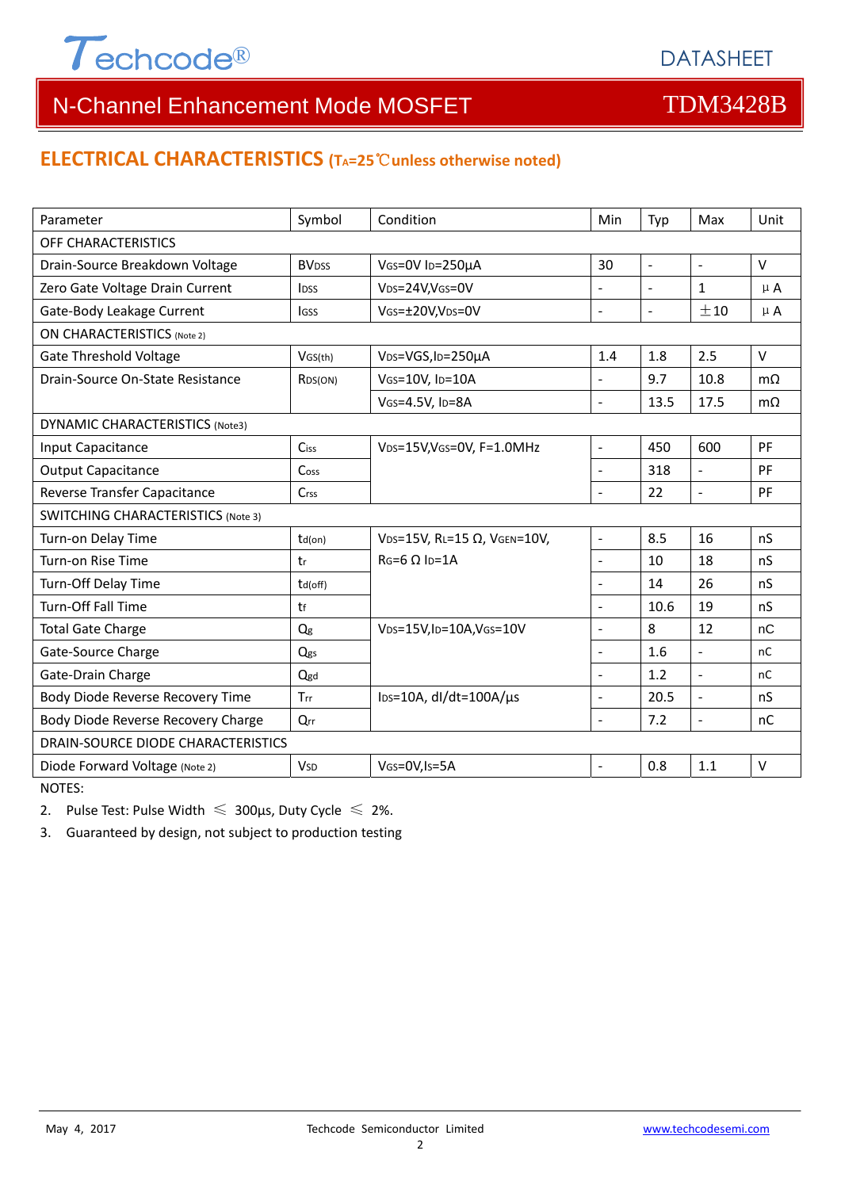# N-Channel Enhancement Mode MOSFET — TDM3428B

## ELECTRICAL CHARACTERISTICS ($T_A$=25℃unless otherwise noted)

| Parameter | Symbol | Condition | Min | Typ | Max | Unit |
|---|---|---|---|---|---|---|
| OFF CHARACTERISTICS | | | | | | |
| Drain-Source Breakdown Voltage | $BV_{DSS}$ | $V_{GS}$=0V $I_D$=250μA | 30 | - | - | V |
| Zero Gate Voltage Drain Current | $I_{DSS}$ | $V_{DS}$=24V,$V_{GS}$=0V | - | - | 1 | μA |
| Gate-Body Leakage Current | $I_{GSS}$ | $V_{GS}$=±20V,$V_{DS}$=0V | - | - | ±10 | μA |
| ON CHARACTERISTICS (Note 2) | | | | | | |
| Gate Threshold Voltage | $V_{GS(th)}$ | $V_{DS}$=VGS,$I_D$=250μA | 1.4 | 1.8 | 2.5 | V |
| Drain-Source On-State Resistance | $R_{DS(ON)}$ | $V_{GS}$=10V, $I_D$=10A | - | 9.7 | 10.8 | mΩ |
| | | $V_{GS}$=4.5V, $I_D$=8A | - | 13.5 | 17.5 | mΩ |
| DYNAMIC CHARACTERISTICS (Note3) | | | | | | |
| Input Capacitance | $C_{iss}$ | $V_{DS}$=15V,$V_{GS}$=0V, F=1.0MHz | - | 450 | 600 | PF |
| Output Capacitance | $C_{oss}$ | | - | 318 | - | PF |
| Reverse Transfer Capacitance | $C_{rss}$ | | - | 22 | - | PF |
| SWITCHING CHARACTERISTICS (Note 3) | | | | | | |
| Turn-on Delay Time | $t_{d(on)}$ | $V_{DS}$=15V, $R_L$=15 Ω, $V_{GEN}$=10V, $R_G$=6 Ω $I_D$=1A | - | 8.5 | 16 | nS |
| Turn-on Rise Time | $t_r$ | | - | 10 | 18 | nS |
| Turn-Off Delay Time | $t_{d(off)}$ | | - | 14 | 26 | nS |
| Turn-Off Fall Time | $t_f$ | | - | 10.6 | 19 | nS |
| Total Gate Charge | $Q_g$ | $V_{DS}$=15V,$I_D$=10A,$V_{GS}$=10V | - | 8 | 12 | nC |
| Gate-Source Charge | $Q_{gs}$ | | - | 1.6 | - | nC |
| Gate-Drain Charge | $Q_{gd}$ | | - | 1.2 | - | nC |
| Body Diode Reverse Recovery Time | $T_{rr}$ | $I_{DS}$=10A, dI/dt=100A/μs | - | 20.5 | - | nS |
| Body Diode Reverse Recovery Charge | $Q_{rr}$ | | - | 7.2 | - | nC |
| DRAIN-SOURCE DIODE CHARACTERISTICS | | | | | | |
| Diode Forward Voltage (Note 2) | $V_{SD}$ | $V_{GS}$=0V,$I_S$=5A | - | 0.8 | 1.1 | V |

NOTES:

2. Pulse Test: Pulse Width ≤ 300μs, Duty Cycle ≤ 2%.
3. Guaranteed by design, not subject to production testing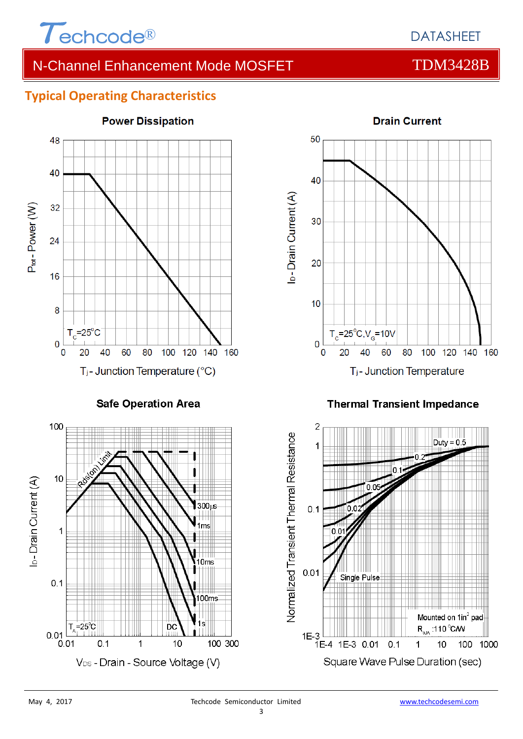## Typical Operating Characteristics

**Power Dissipation**

$P_{tot}$ - Power (W) vs. $T_j$ - Junction Temperature (°C)

$T_C$=25°C

**Drain Current**

$I_D$ - Drain Current (A) vs. $T_j$ - Junction Temperature

$T_C$=25°C, $V_G$=10V

**Safe Operation Area**

$I_D$ - Drain Current (A) vs. $V_{DS}$ - Drain - Source Voltage (V)

Rds(on) Limit, 300μs, 1ms, 10ms, 100ms, 1s, DC

$T_A$=25°C

**Thermal Transient Impedance**

Normalized Transient Thermal Resistance vs. Square Wave Pulse Duration (sec)

Duty = 0.5, 0.2, 0.1, 0.05, 0.02, 0.01, Single Pulse

Mounted on 1in² pad

$R_{\theta JA}$ :110 °C/W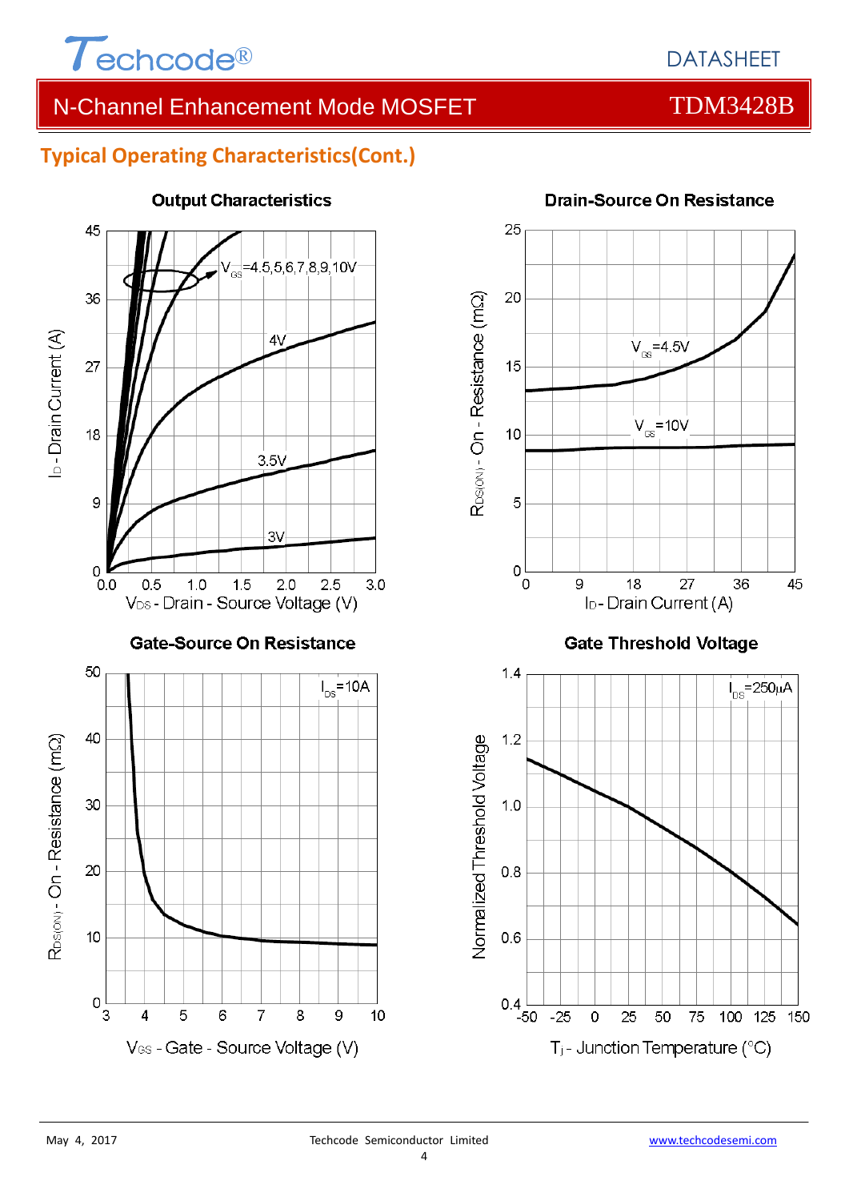## Typical Operating Characteristics(Cont.)

**Output Characteristics**

$V_{GS}$=4.5,5,6,7,8,9,10V

4V

3.5V

3V

$I_D$ - Drain Current (A)

$V_{DS}$ - Drain - Source Voltage (V)

**Drain-Source On Resistance**

$V_{GS}$=4.5V

$V_{GS}$=10V

$R_{DS(ON)}$ - On - Resistance (mΩ)

$I_D$ - Drain Current (A)

**Gate-Source On Resistance**

$I_{DS}$=10A

$R_{DS(ON)}$ - On - Resistance (mΩ)

$V_{GS}$ - Gate - Source Voltage (V)

**Gate Threshold Voltage**

$I_{DS}$=250μA

Normalized Threshold Voltage

$T_j$ - Junction Temperature (°C)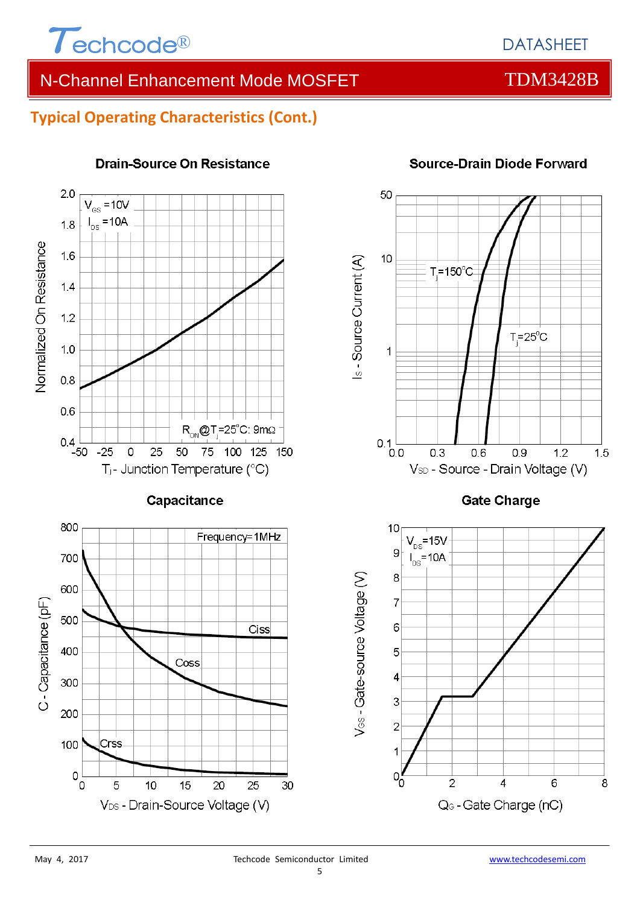## Typical Operating Characteristics (Cont.)

### Drain-Source On Resistance

$V_{GS}$ =10V
$I_{DS}$ =10A

$R_{ON}$@$T_j$=25°C: 9mΩ

Normalized On Resistance

$T_j$ - Junction Temperature (°C)

### Source-Drain Diode Forward

$T_j$=150°C

$T_j$=25°C

$I_S$ - Source Current (A)

$V_{SD}$ - Source - Drain Voltage (V)

### Capacitance

Frequency=1MHz

Ciss

Coss

Crss

C - Capacitance (pF)

$V_{DS}$ - Drain-Source Voltage (V)

### Gate Charge

$V_{DS}$=15V
$I_{DS}$=10A

$V_{GS}$ - Gate-source Voltage (V)

$Q_G$ - Gate Charge (nC)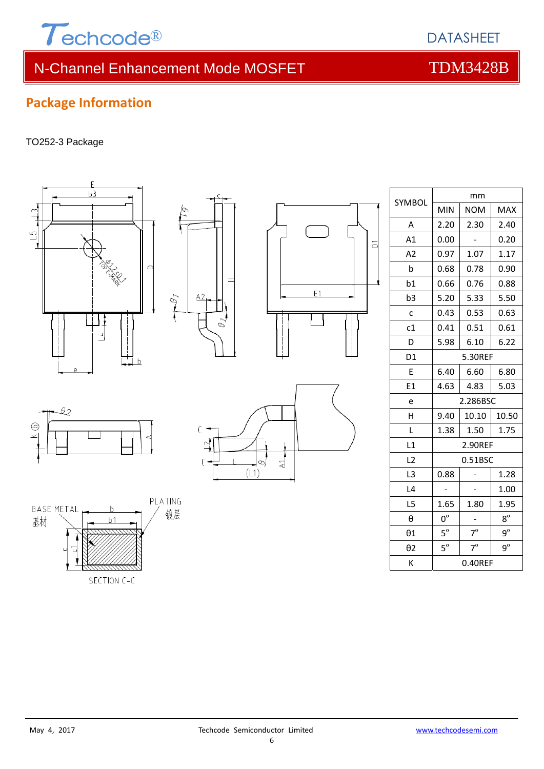## Package Information

TO252-3 Package

| SYMBOL | mm | | |
|---|---|---|---|
| | MIN | NOM | MAX |
| A | 2.20 | 2.30 | 2.40 |
| A1 | 0.00 | - | 0.20 |
| A2 | 0.97 | 1.07 | 1.17 |
| b | 0.68 | 0.78 | 0.90 |
| b1 | 0.66 | 0.76 | 0.88 |
| b3 | 5.20 | 5.33 | 5.50 |
| c | 0.43 | 0.53 | 0.63 |
| c1 | 0.41 | 0.51 | 0.61 |
| D | 5.98 | 6.10 | 6.22 |
| D1 | 5.30REF | | |
| E | 6.40 | 6.60 | 6.80 |
| E1 | 4.63 | 4.83 | 5.03 |
| e | 2.286BSC | | |
| H | 9.40 | 10.10 | 10.50 |
| L | 1.38 | 1.50 | 1.75 |
| L1 | 2.90REF | | |
| L2 | 0.51BSC | | |
| L3 | 0.88 | - | 1.28 |
| L4 | - | - | 1.00 |
| L5 | 1.65 | 1.80 | 1.95 |
| θ | 0° | - | 8° |
| θ1 | 5° | 7° | 9° |
| θ2 | 5° | 7° | 9° |
| K | 0.40REF | | |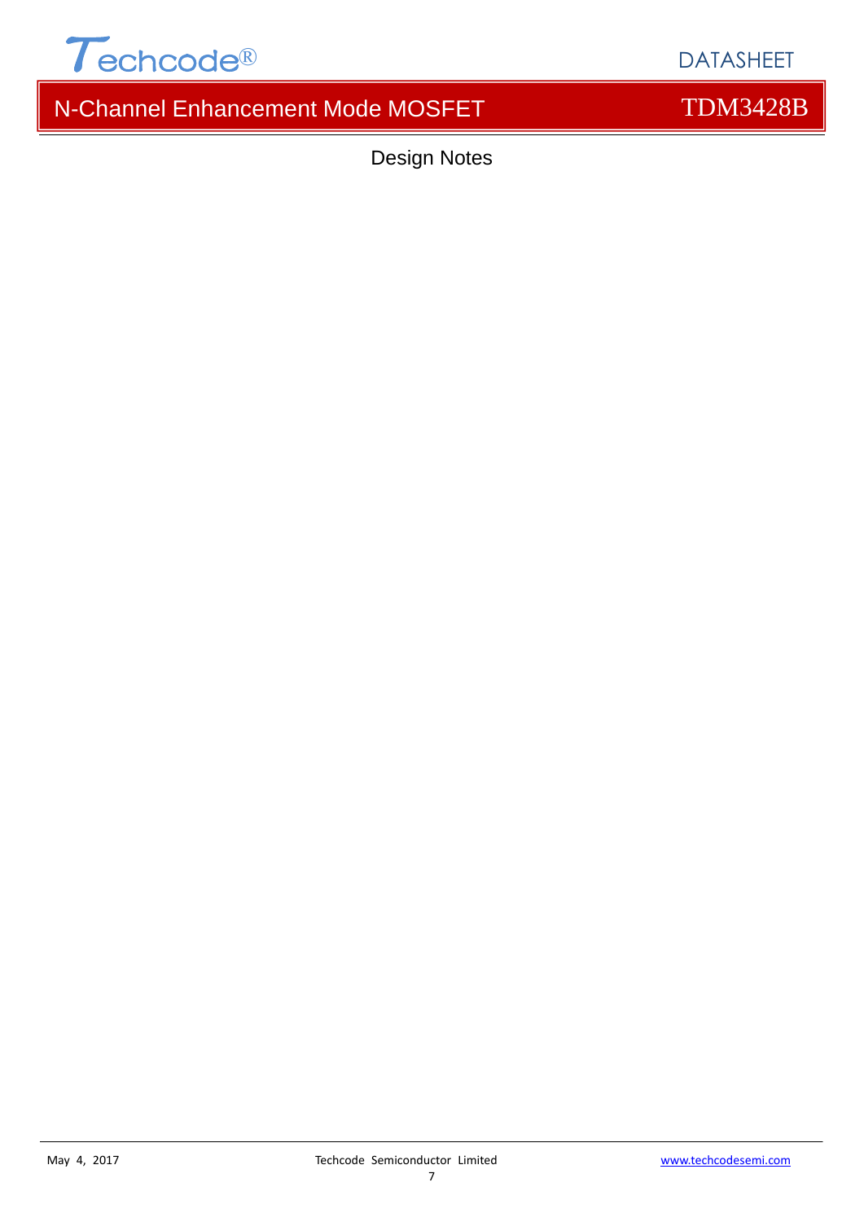Design Notes